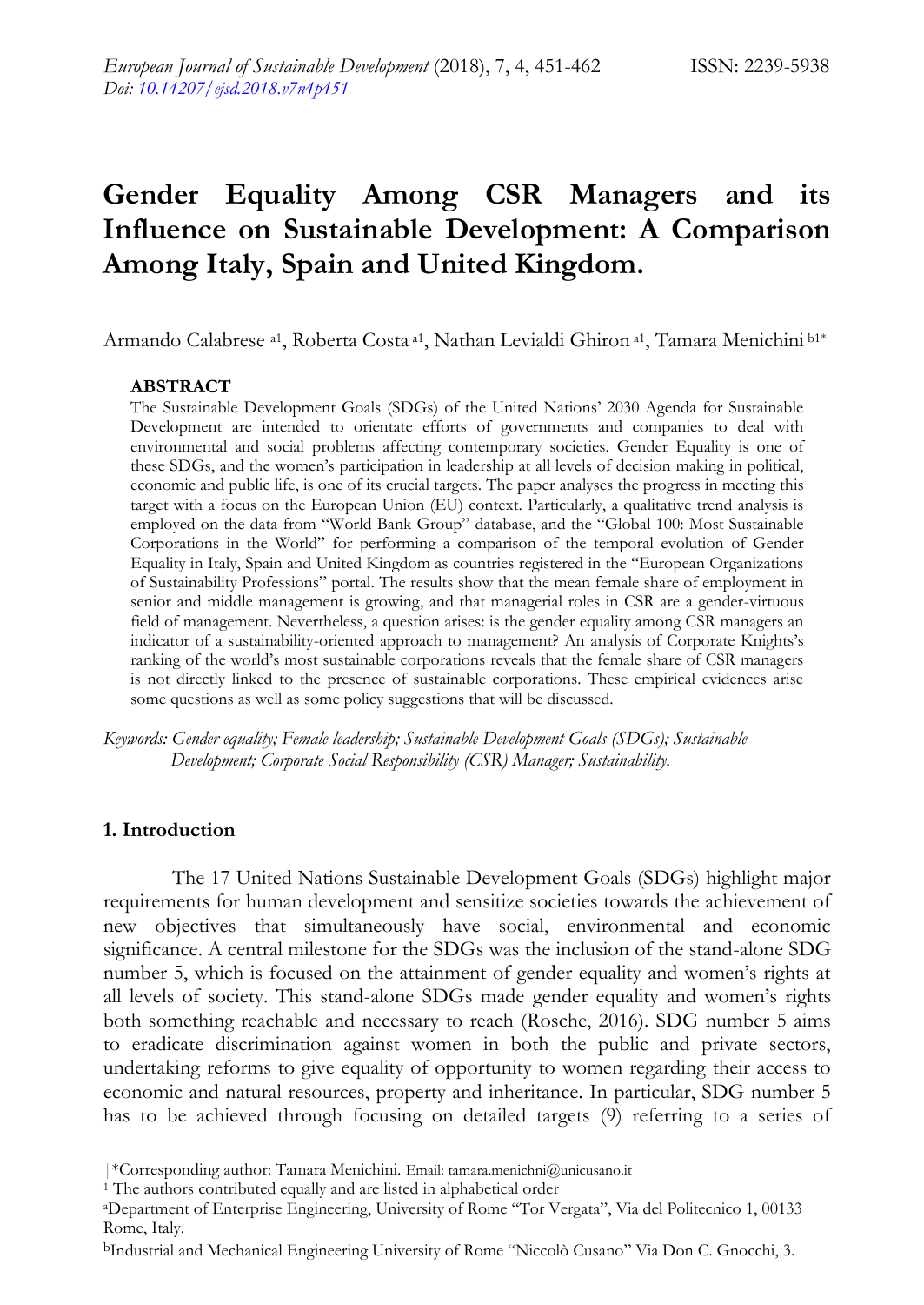# Gender Equality Among CSR Managers and its Influence on Sustainable Development: A Comparison Among Italy, Spain and United Kingdom.

Armando Calabrese [a1], Roberta Costa [a1], Nathan Levialdi Ghiron [a1], Tamara Menichini [b1*]

## ABSTRACT

The Sustainable Development Goals (SDGs) of the United Nations' 2030 Agenda for Sustainable Development are intended to orientate efforts of governments and companies to deal with environmental and social problems affecting contemporary societies. Gender Equality is one of these SDGs, and the women's participation in leadership at all levels of decision making in political, economic and public life, is one of its crucial targets. The paper analyses the progress in meeting this target with a focus on the European Union (EU) context. Particularly, a qualitative trend analysis is employed on the data from "World Bank Group" database, and the "Global 100: Most Sustainable Corporations in the World" for performing a comparison of the temporal evolution of Gender Equality in Italy, Spain and United Kingdom as countries registered in the "European Organizations of Sustainability Professions" portal. The results show that the mean female share of employment in senior and middle management is growing, and that managerial roles in CSR are a gender-virtuous field of management. Nevertheless, a question arises: is the gender equality among CSR managers an indicator of a sustainability-oriented approach to management? An analysis of Corporate Knights's ranking of the world's most sustainable corporations reveals that the female share of CSR managers is not directly linked to the presence of sustainable corporations. These empirical evidences arise some questions as well as some policy suggestions that will be discussed.

*Keywords: Gender equality; Female leadership; Sustainable Development Goals (SDGs); Sustainable Development; Corporate Social Responsibility (CSR) Manager; Sustainability.*

## 1. Introduction

The 17 United Nations Sustainable Development Goals (SDGs) highlight major requirements for human development and sensitize societies towards the achievement of new objectives that simultaneously have social, environmental and economic significance. A central milestone for the SDGs was the inclusion of the stand-alone SDG number 5, which is focused on the attainment of gender equality and women's rights at all levels of society. This stand-alone SDGs made gender equality and women's rights both something reachable and necessary to reach (Rosche, 2016). SDG number 5 aims to eradicate discrimination against women in both the public and private sectors, undertaking reforms to give equality of opportunity to women regarding their access to economic and natural resources, property and inheritance. In particular, SDG number 5 has to be achieved through focusing on detailed targets (9) referring to a series of

|*Corresponding author: Tamara Menichini. Email: tamara.menichni@unicusano.it

[1] The authors contributed equally and are listed in alphabetical order

[a]Department of Enterprise Engineering, University of Rome "Tor Vergata", Via del Politecnico 1, 00133 Rome, Italy.

[b]Industrial and Mechanical Engineering University of Rome "Niccolò Cusano" Via Don C. Gnocchi, 3.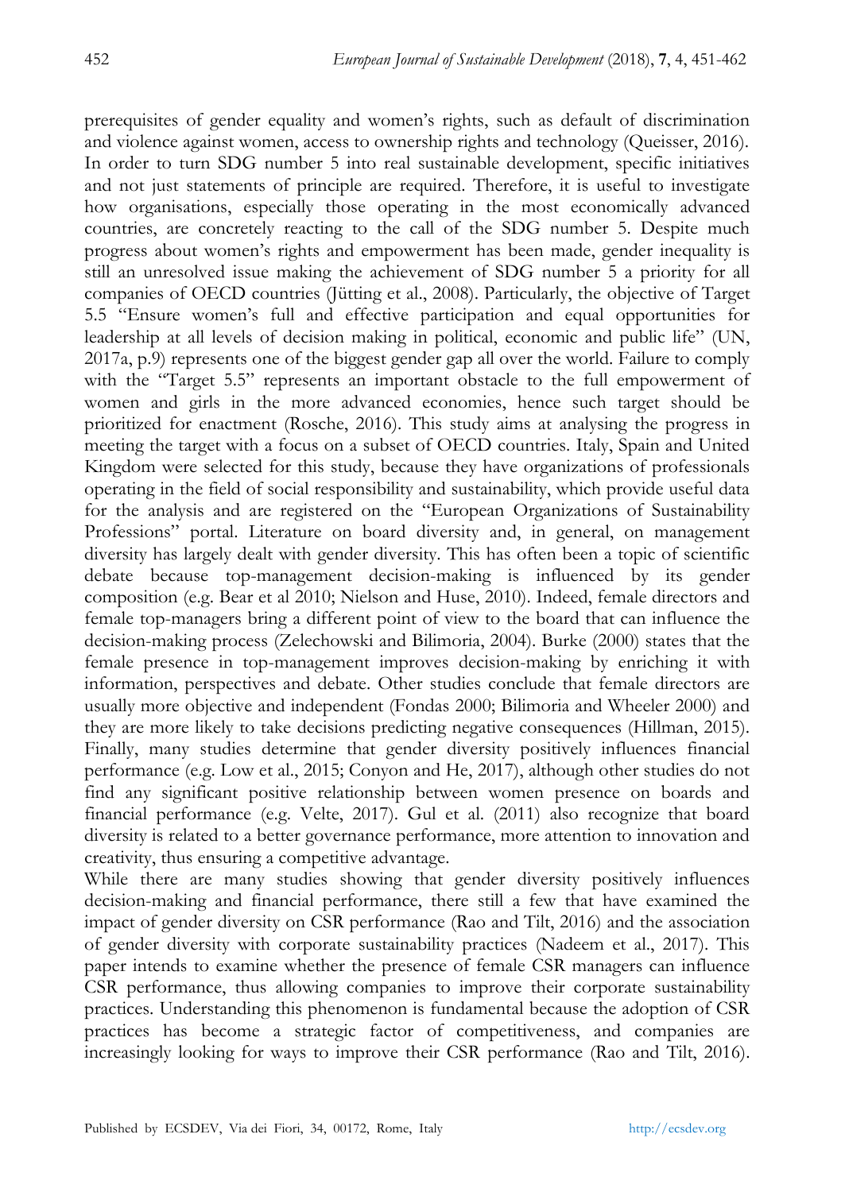prerequisites of gender equality and women's rights, such as default of discrimination and violence against women, access to ownership rights and technology (Queisser, 2016). In order to turn SDG number 5 into real sustainable development, specific initiatives and not just statements of principle are required. Therefore, it is useful to investigate how organisations, especially those operating in the most economically advanced countries, are concretely reacting to the call of the SDG number 5. Despite much progress about women's rights and empowerment has been made, gender inequality is still an unresolved issue making the achievement of SDG number 5 a priority for all companies of OECD countries (Jütting et al., 2008). Particularly, the objective of Target 5.5 "Ensure women's full and effective participation and equal opportunities for leadership at all levels of decision making in political, economic and public life" (UN, 2017a, p.9) represents one of the biggest gender gap all over the world. Failure to comply with the "Target 5.5" represents an important obstacle to the full empowerment of women and girls in the more advanced economies, hence such target should be prioritized for enactment (Rosche, 2016). This study aims at analysing the progress in meeting the target with a focus on a subset of OECD countries. Italy, Spain and United Kingdom were selected for this study, because they have organizations of professionals operating in the field of social responsibility and sustainability, which provide useful data for the analysis and are registered on the "European Organizations of Sustainability Professions" portal. Literature on board diversity and, in general, on management diversity has largely dealt with gender diversity. This has often been a topic of scientific debate because top-management decision-making is influenced by its gender composition (e.g. Bear et al 2010; Nielson and Huse, 2010). Indeed, female directors and female top-managers bring a different point of view to the board that can influence the decision-making process (Zelechowski and Bilimoria, 2004). Burke (2000) states that the female presence in top-management improves decision-making by enriching it with information, perspectives and debate. Other studies conclude that female directors are usually more objective and independent (Fondas 2000; Bilimoria and Wheeler 2000) and they are more likely to take decisions predicting negative consequences (Hillman, 2015). Finally, many studies determine that gender diversity positively influences financial performance (e.g. Low et al., 2015; Conyon and He, 2017), although other studies do not find any significant positive relationship between women presence on boards and financial performance (e.g. Velte, 2017). Gul et al. (2011) also recognize that board diversity is related to a better governance performance, more attention to innovation and creativity, thus ensuring a competitive advantage.

While there are many studies showing that gender diversity positively influences decision-making and financial performance, there still a few that have examined the impact of gender diversity on CSR performance (Rao and Tilt, 2016) and the association of gender diversity with corporate sustainability practices (Nadeem et al., 2017). This paper intends to examine whether the presence of female CSR managers can influence CSR performance, thus allowing companies to improve their corporate sustainability practices. Understanding this phenomenon is fundamental because the adoption of CSR practices has become a strategic factor of competitiveness, and companies are increasingly looking for ways to improve their CSR performance (Rao and Tilt, 2016).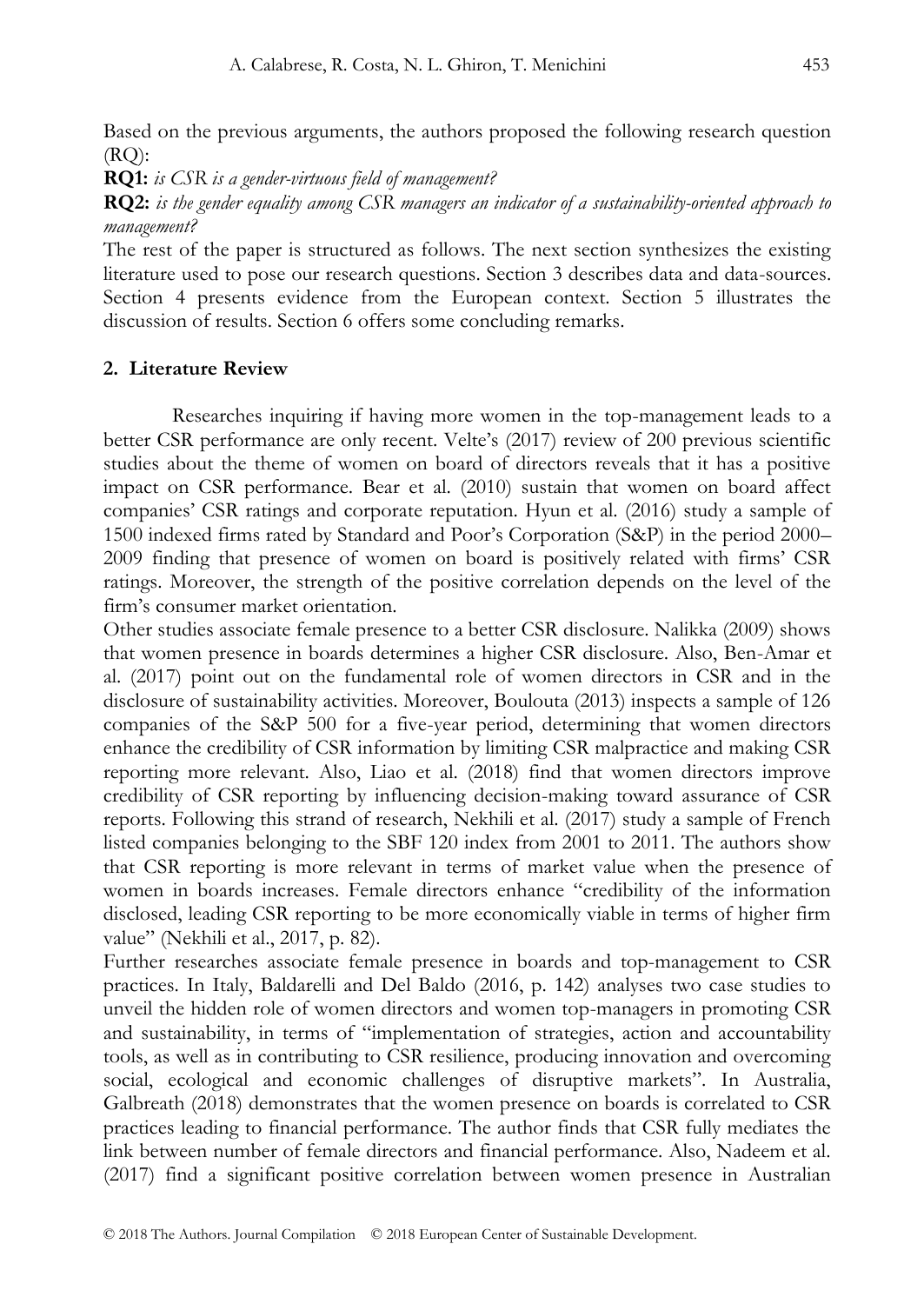Based on the previous arguments, the authors proposed the following research question (RQ):

**RQ1:** *is CSR is a gender-virtuous field of management?*

**RQ2:** *is the gender equality among CSR managers an indicator of a sustainability-oriented approach to management?*

The rest of the paper is structured as follows. The next section synthesizes the existing literature used to pose our research questions. Section 3 describes data and data-sources. Section 4 presents evidence from the European context. Section 5 illustrates the discussion of results. Section 6 offers some concluding remarks.

## 2. Literature Review

Researches inquiring if having more women in the top-management leads to a better CSR performance are only recent. Velte's (2017) review of 200 previous scientific studies about the theme of women on board of directors reveals that it has a positive impact on CSR performance. Bear et al. (2010) sustain that women on board affect companies' CSR ratings and corporate reputation. Hyun et al. (2016) study a sample of 1500 indexed firms rated by Standard and Poor's Corporation (S&P) in the period 2000–2009 finding that presence of women on board is positively related with firms' CSR ratings. Moreover, the strength of the positive correlation depends on the level of the firm's consumer market orientation.

Other studies associate female presence to a better CSR disclosure. Nalikka (2009) shows that women presence in boards determines a higher CSR disclosure. Also, Ben-Amar et al. (2017) point out on the fundamental role of women directors in CSR and in the disclosure of sustainability activities. Moreover, Boulouta (2013) inspects a sample of 126 companies of the S&P 500 for a five-year period, determining that women directors enhance the credibility of CSR information by limiting CSR malpractice and making CSR reporting more relevant. Also, Liao et al. (2018) find that women directors improve credibility of CSR reporting by influencing decision-making toward assurance of CSR reports. Following this strand of research, Nekhili et al. (2017) study a sample of French listed companies belonging to the SBF 120 index from 2001 to 2011. The authors show that CSR reporting is more relevant in terms of market value when the presence of women in boards increases. Female directors enhance "credibility of the information disclosed, leading CSR reporting to be more economically viable in terms of higher firm value" (Nekhili et al., 2017, p. 82).

Further researches associate female presence in boards and top-management to CSR practices. In Italy, Baldarelli and Del Baldo (2016, p. 142) analyses two case studies to unveil the hidden role of women directors and women top-managers in promoting CSR and sustainability, in terms of "implementation of strategies, action and accountability tools, as well as in contributing to CSR resilience, producing innovation and overcoming social, ecological and economic challenges of disruptive markets". In Australia, Galbreath (2018) demonstrates that the women presence on boards is correlated to CSR practices leading to financial performance. The author finds that CSR fully mediates the link between number of female directors and financial performance. Also, Nadeem et al. (2017) find a significant positive correlation between women presence in Australian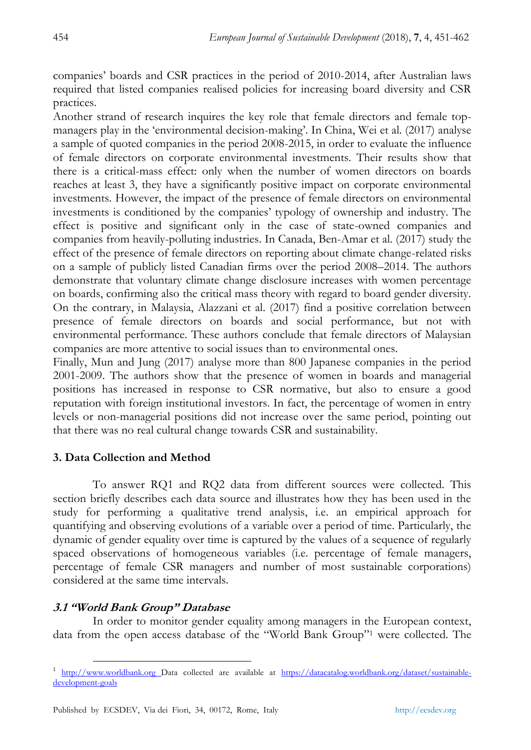companies' boards and CSR practices in the period of 2010-2014, after Australian laws required that listed companies realised policies for increasing board diversity and CSR practices.

Another strand of research inquires the key role that female directors and female top-managers play in the 'environmental decision-making'. In China, Wei et al. (2017) analyse a sample of quoted companies in the period 2008-2015, in order to evaluate the influence of female directors on corporate environmental investments. Their results show that there is a critical-mass effect: only when the number of women directors on boards reaches at least 3, they have a significantly positive impact on corporate environmental investments. However, the impact of the presence of female directors on environmental investments is conditioned by the companies' typology of ownership and industry. The effect is positive and significant only in the case of state-owned companies and companies from heavily-polluting industries. In Canada, Ben-Amar et al. (2017) study the effect of the presence of female directors on reporting about climate change-related risks on a sample of publicly listed Canadian firms over the period 2008–2014. The authors demonstrate that voluntary climate change disclosure increases with women percentage on boards, confirming also the critical mass theory with regard to board gender diversity. On the contrary, in Malaysia, Alazzani et al. (2017) find a positive correlation between presence of female directors on boards and social performance, but not with environmental performance. These authors conclude that female directors of Malaysian companies are more attentive to social issues than to environmental ones.

Finally, Mun and Jung (2017) analyse more than 800 Japanese companies in the period 2001-2009. The authors show that the presence of women in boards and managerial positions has increased in response to CSR normative, but also to ensure a good reputation with foreign institutional investors. In fact, the percentage of women in entry levels or non-managerial positions did not increase over the same period, pointing out that there was no real cultural change towards CSR and sustainability.

## 3. Data Collection and Method

To answer RQ1 and RQ2 data from different sources were collected. This section briefly describes each data source and illustrates how they has been used in the study for performing a qualitative trend analysis, i.e. an empirical approach for quantifying and observing evolutions of a variable over a period of time. Particularly, the dynamic of gender equality over time is captured by the values of a sequence of regularly spaced observations of homogeneous variables (i.e. percentage of female managers, percentage of female CSR managers and number of most sustainable corporations) considered at the same time intervals.

### *3.1 "World Bank Group" Database*

In order to monitor gender equality among managers in the European context, data from the open access database of the "World Bank Group"[1] were collected. The

[1] http://www.worldbank.org Data collected are available at https://datacatalog.worldbank.org/dataset/sustainable-development-goals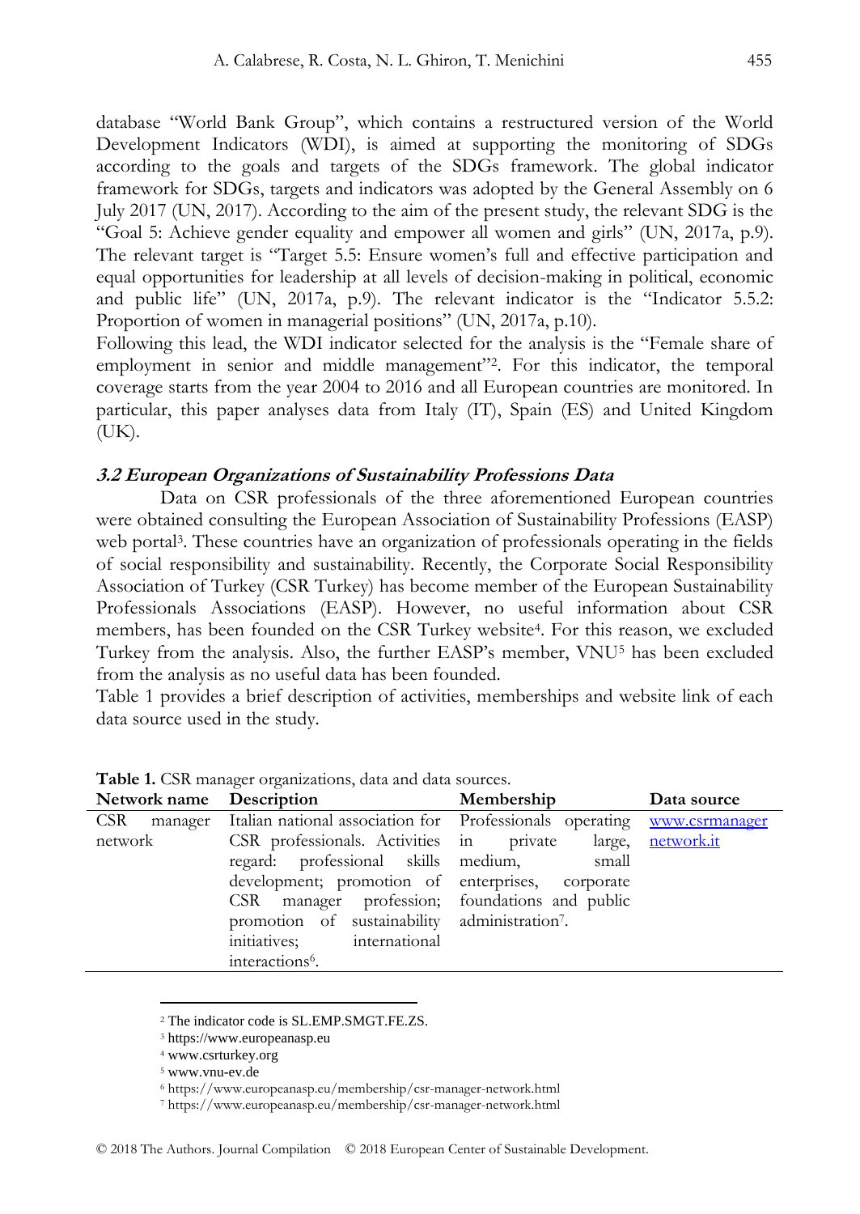database "World Bank Group", which contains a restructured version of the World Development Indicators (WDI), is aimed at supporting the monitoring of SDGs according to the goals and targets of the SDGs framework. The global indicator framework for SDGs, targets and indicators was adopted by the General Assembly on 6 July 2017 (UN, 2017). According to the aim of the present study, the relevant SDG is the "Goal 5: Achieve gender equality and empower all women and girls" (UN, 2017a, p.9). The relevant target is "Target 5.5: Ensure women's full and effective participation and equal opportunities for leadership at all levels of decision-making in political, economic and public life" (UN, 2017a, p.9). The relevant indicator is the "Indicator 5.5.2: Proportion of women in managerial positions" (UN, 2017a, p.10).

Following this lead, the WDI indicator selected for the analysis is the "Female share of employment in senior and middle management"[2]. For this indicator, the temporal coverage starts from the year 2004 to 2016 and all European countries are monitored. In particular, this paper analyses data from Italy (IT), Spain (ES) and United Kingdom (UK).

### *3.2 European Organizations of Sustainability Professions Data*

Data on CSR professionals of the three aforementioned European countries were obtained consulting the European Association of Sustainability Professions (EASP) web portal[3]. These countries have an organization of professionals operating in the fields of social responsibility and sustainability. Recently, the Corporate Social Responsibility Association of Turkey (CSR Turkey) has become member of the European Sustainability Professionals Associations (EASP). However, no useful information about CSR members, has been founded on the CSR Turkey website[4]. For this reason, we excluded Turkey from the analysis. Also, the further EASP's member, VNU[5] has been excluded from the analysis as no useful data has been founded.

Table 1 provides a brief description of activities, memberships and website link of each data source used in the study.

**Table 1.** CSR manager organizations, data and data sources.

| Network name | Description | Membership | Data source |
|---|---|---|---|
| CSR manager network | Italian national association for CSR professionals. Activities regard: professional skills development; promotion of CSR manager profession; promotion of sustainability initiatives; international interactions[6]. | Professionals operating in private large, medium, small enterprises, corporate foundations and public administration[7]. | www.csrmanagernetwork.it |

[2] The indicator code is SL.EMP.SMGT.FE.ZS.

[3] https://www.europeanasp.eu

[4] www.csrturkey.org

[5] www.vnu-ev.de

[6] https://www.europeanasp.eu/membership/csr-manager-network.html

[7] https://www.europeanasp.eu/membership/csr-manager-network.html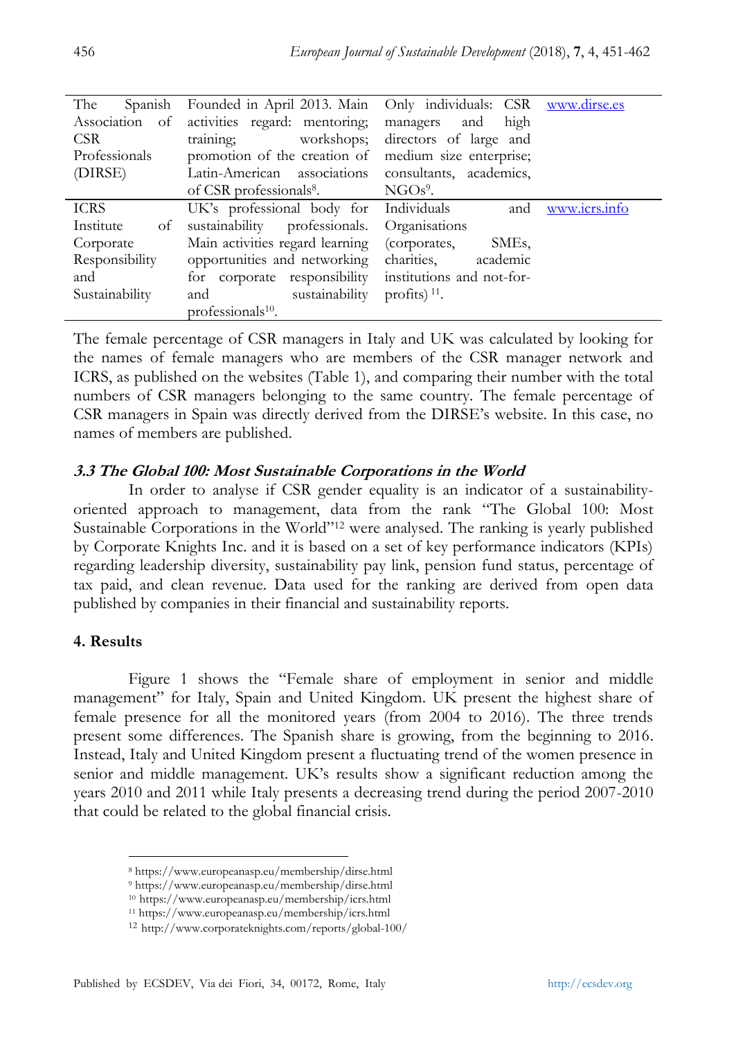| | | | |
|---|---|---|---|
| The Spanish Association of CSR Professionals (DIRSE) | Founded in April 2013. Main activities regard: mentoring; training; workshops; promotion of the creation of Latin-American associations of CSR professionals[8]. | Only individuals: CSR managers and high directors of large and medium size enterprise; consultants, academics, NGOs[9]. | www.dirse.es |
| ICRS Institute of Corporate Responsibility and Sustainability | UK's professional body for sustainability professionals. Main activities regard learning opportunities and networking for corporate responsibility and sustainability professionals[10]. | Individuals and Organisations (corporates, SMEs, charities, academic institutions and not-for-profits) [11]. | www.icrs.info |

The female percentage of CSR managers in Italy and UK was calculated by looking for the names of female managers who are members of the CSR manager network and ICRS, as published on the websites (Table 1), and comparing their number with the total numbers of CSR managers belonging to the same country. The female percentage of CSR managers in Spain was directly derived from the DIRSE's website. In this case, no names of members are published.

### *3.3 The Global 100: Most Sustainable Corporations in the World*

In order to analyse if CSR gender equality is an indicator of a sustainability-oriented approach to management, data from the rank "The Global 100: Most Sustainable Corporations in the World"[12] were analysed. The ranking is yearly published by Corporate Knights Inc. and it is based on a set of key performance indicators (KPIs) regarding leadership diversity, sustainability pay link, pension fund status, percentage of tax paid, and clean revenue. Data used for the ranking are derived from open data published by companies in their financial and sustainability reports.

## 4. Results

Figure 1 shows the "Female share of employment in senior and middle management" for Italy, Spain and United Kingdom. UK present the highest share of female presence for all the monitored years (from 2004 to 2016). The three trends present some differences. The Spanish share is growing, from the beginning to 2016. Instead, Italy and United Kingdom present a fluctuating trend of the women presence in senior and middle management. UK's results show a significant reduction among the years 2010 and 2011 while Italy presents a decreasing trend during the period 2007-2010 that could be related to the global financial crisis.

[8] https://www.europeanasp.eu/membership/dirse.html
[9] https://www.europeanasp.eu/membership/dirse.html
[10] https://www.europeanasp.eu/membership/icrs.html
[11] https://www.europeanasp.eu/membership/icrs.html
[12] http://www.corporateknights.com/reports/global-100/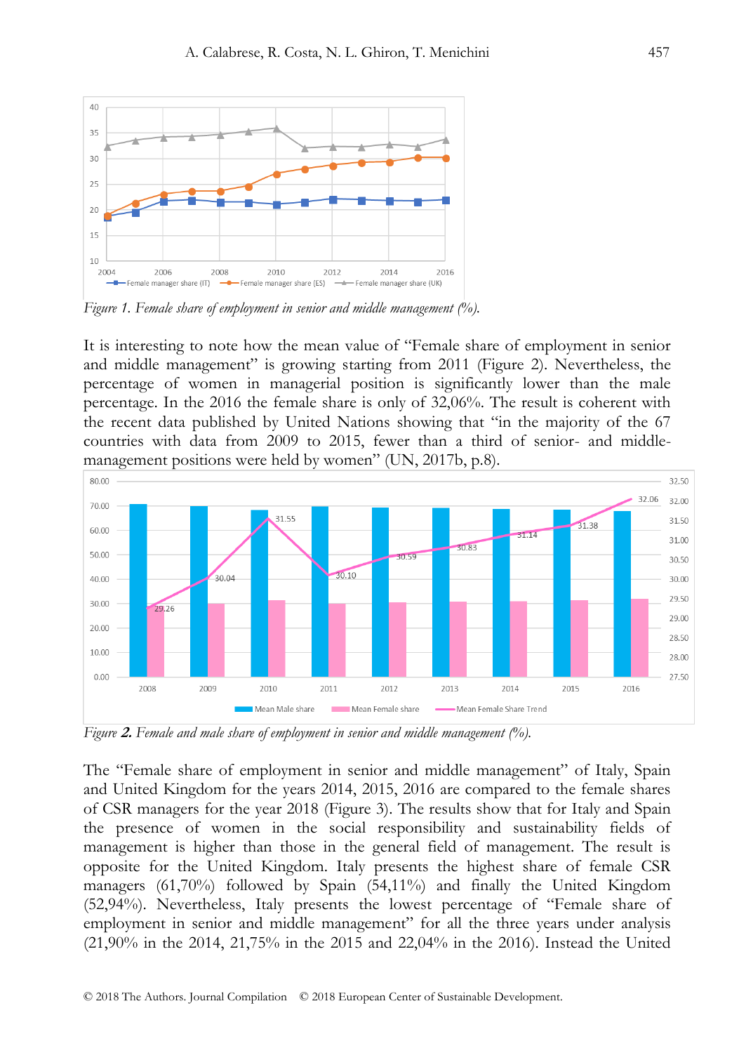*Figure 1. Female share of employment in senior and middle management (%).*

It is interesting to note how the mean value of "Female share of employment in senior and middle management" is growing starting from 2011 (Figure 2). Nevertheless, the percentage of women in managerial position is significantly lower than the male percentage. In the 2016 the female share is only of 32,06%. The result is coherent with the recent data published by United Nations showing that "in the majority of the 67 countries with data from 2009 to 2015, fewer than a third of senior- and middle-management positions were held by women" (UN, 2017b, p.8).

*Figure **2.** Female and male share of employment in senior and middle management (%).*

The "Female share of employment in senior and middle management" of Italy, Spain and United Kingdom for the years 2014, 2015, 2016 are compared to the female shares of CSR managers for the year 2018 (Figure 3). The results show that for Italy and Spain the presence of women in the social responsibility and sustainability fields of management is higher than those in the general field of management. The result is opposite for the United Kingdom. Italy presents the highest share of female CSR managers (61,70%) followed by Spain (54,11%) and finally the United Kingdom (52,94%). Nevertheless, Italy presents the lowest percentage of "Female share of employment in senior and middle management" for all the three years under analysis (21,90% in the 2014, 21,75% in the 2015 and 22,04% in the 2016). Instead the United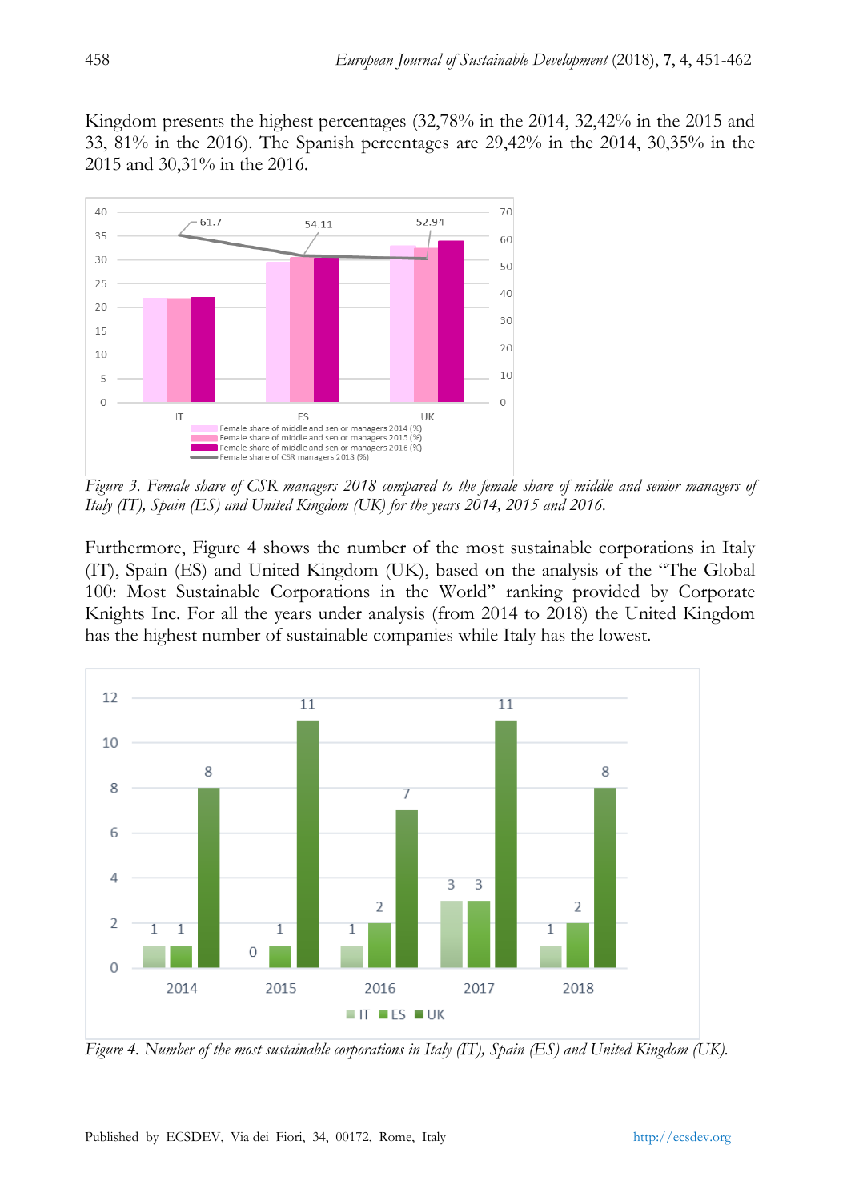Kingdom presents the highest percentages (32,78% in the 2014, 32,42% in the 2015 and 33, 81% in the 2016). The Spanish percentages are 29,42% in the 2014, 30,35% in the 2015 and 30,31% in the 2016.

*Figure 3. Female share of CSR managers 2018 compared to the female share of middle and senior managers of Italy (IT), Spain (ES) and United Kingdom (UK) for the years 2014, 2015 and 2016.*

Furthermore, Figure 4 shows the number of the most sustainable corporations in Italy (IT), Spain (ES) and United Kingdom (UK), based on the analysis of the "The Global 100: Most Sustainable Corporations in the World" ranking provided by Corporate Knights Inc. For all the years under analysis (from 2014 to 2018) the United Kingdom has the highest number of sustainable companies while Italy has the lowest.

*Figure 4. Number of the most sustainable corporations in Italy (IT), Spain (ES) and United Kingdom (UK).*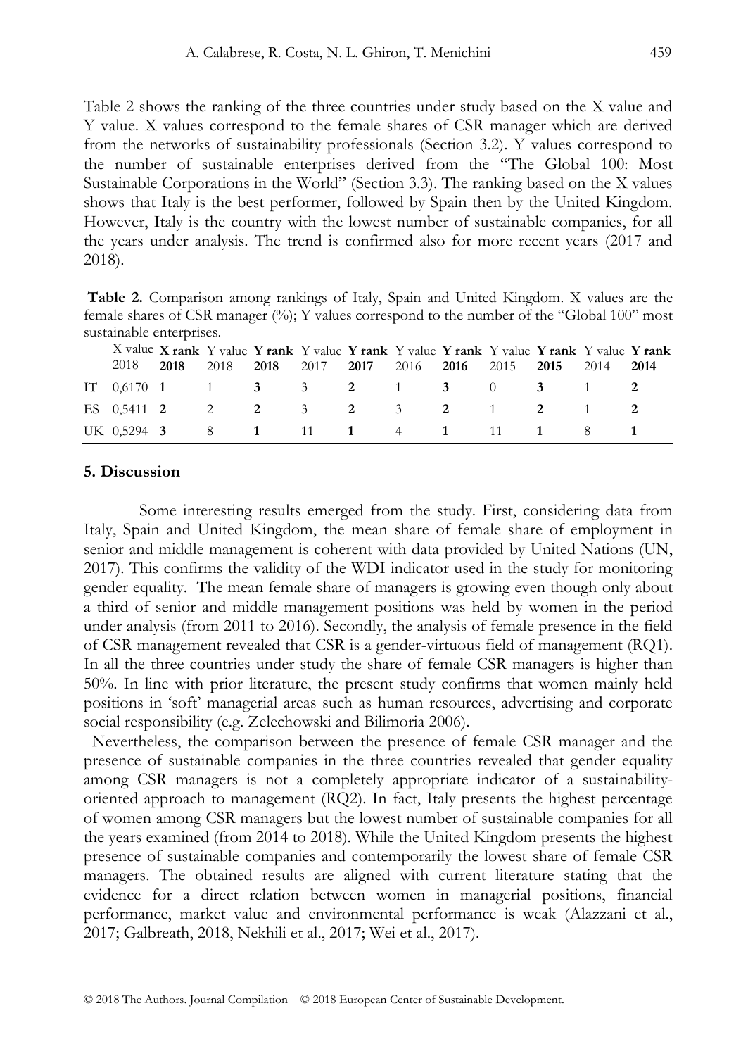Table 2 shows the ranking of the three countries under study based on the X value and Y value. X values correspond to the female shares of CSR manager which are derived from the networks of sustainability professionals (Section 3.2). Y values correspond to the number of sustainable enterprises derived from the "The Global 100: Most Sustainable Corporations in the World" (Section 3.3). The ranking based on the X values shows that Italy is the best performer, followed by Spain then by the United Kingdom. However, Italy is the country with the lowest number of sustainable companies, for all the years under analysis. The trend is confirmed also for more recent years (2017 and 2018).

**Table 2.** Comparison among rankings of Italy, Spain and United Kingdom. X values are the female shares of CSR manager (%); Y values correspond to the number of the "Global 100" most sustainable enterprises.

| | X value 2018 | **X rank 2018** | Y value 2018 | **Y rank 2018** | Y value 2017 | **Y rank 2017** | Y value 2016 | **Y rank 2016** | Y value 2015 | **Y rank 2015** | Y value 2014 | **Y rank 2014** |
|---|---|---|---|---|---|---|---|---|---|---|---|---|
| IT | 0,6170 | **1** | 1 | **3** | 3 | **2** | 1 | **3** | 0 | **3** | 1 | **2** |
| ES | 0,5411 | **2** | 2 | **2** | 3 | **2** | 3 | **2** | 1 | **2** | 1 | **2** |
| UK | 0,5294 | **3** | 8 | **1** | 11 | **1** | 4 | **1** | 11 | **1** | 8 | **1** |

## 5. Discussion

Some interesting results emerged from the study. First, considering data from Italy, Spain and United Kingdom, the mean share of female share of employment in senior and middle management is coherent with data provided by United Nations (UN, 2017). This confirms the validity of the WDI indicator used in the study for monitoring gender equality. The mean female share of managers is growing even though only about a third of senior and middle management positions was held by women in the period under analysis (from 2011 to 2016). Secondly, the analysis of female presence in the field of CSR management revealed that CSR is a gender-virtuous field of management (RQ1). In all the three countries under study the share of female CSR managers is higher than 50%. In line with prior literature, the present study confirms that women mainly held positions in 'soft' managerial areas such as human resources, advertising and corporate social responsibility (e.g. Zelechowski and Bilimoria 2006).

Nevertheless, the comparison between the presence of female CSR manager and the presence of sustainable companies in the three countries revealed that gender equality among CSR managers is not a completely appropriate indicator of a sustainability-oriented approach to management (RQ2). In fact, Italy presents the highest percentage of women among CSR managers but the lowest number of sustainable companies for all the years examined (from 2014 to 2018). While the United Kingdom presents the highest presence of sustainable companies and contemporarily the lowest share of female CSR managers. The obtained results are aligned with current literature stating that the evidence for a direct relation between women in managerial positions, financial performance, market value and environmental performance is weak (Alazzani et al., 2017; Galbreath, 2018, Nekhili et al., 2017; Wei et al., 2017).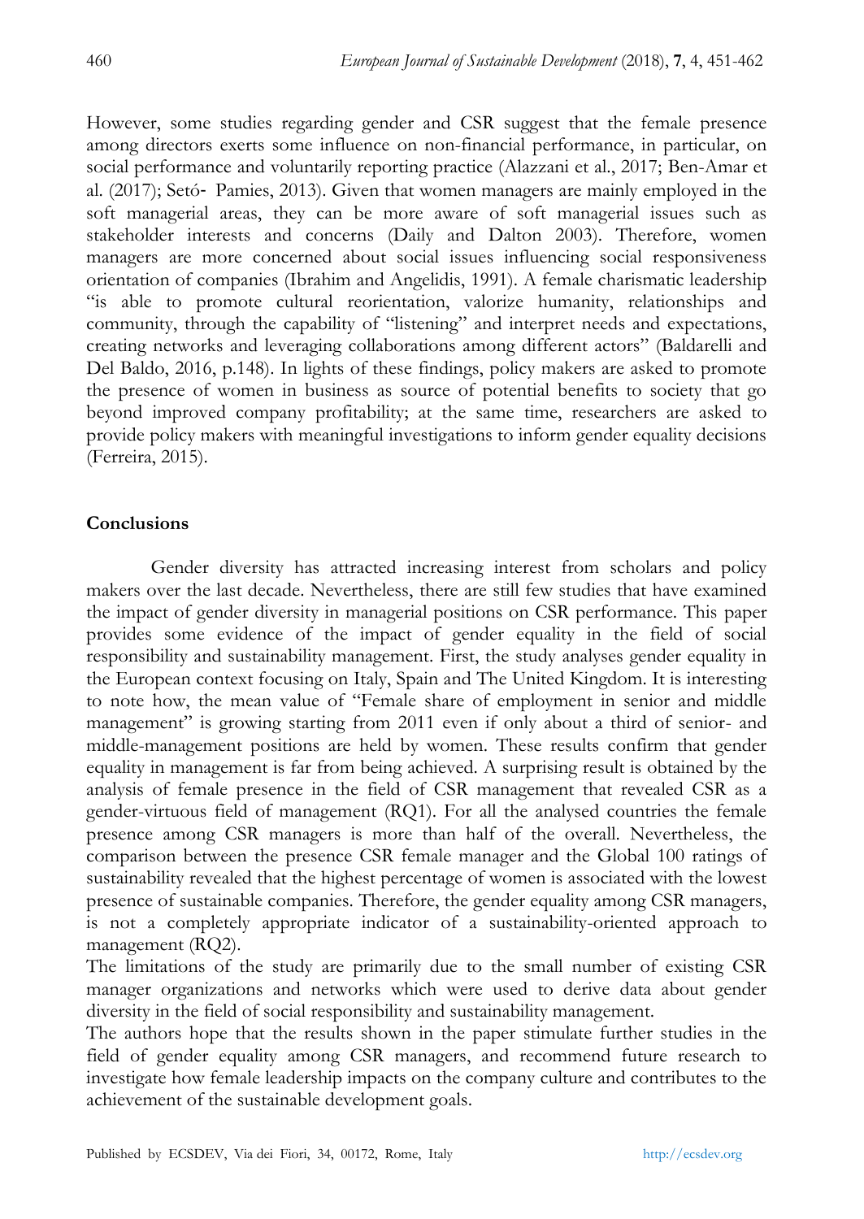However, some studies regarding gender and CSR suggest that the female presence among directors exerts some influence on non-financial performance, in particular, on social performance and voluntarily reporting practice (Alazzani et al., 2017; Ben-Amar et al. (2017); Setó- Pamies, 2013). Given that women managers are mainly employed in the soft managerial areas, they can be more aware of soft managerial issues such as stakeholder interests and concerns (Daily and Dalton 2003). Therefore, women managers are more concerned about social issues influencing social responsiveness orientation of companies (Ibrahim and Angelidis, 1991). A female charismatic leadership "is able to promote cultural reorientation, valorize humanity, relationships and community, through the capability of "listening" and interpret needs and expectations, creating networks and leveraging collaborations among different actors" (Baldarelli and Del Baldo, 2016, p.148). In lights of these findings, policy makers are asked to promote the presence of women in business as source of potential benefits to society that go beyond improved company profitability; at the same time, researchers are asked to provide policy makers with meaningful investigations to inform gender equality decisions (Ferreira, 2015).

## Conclusions

Gender diversity has attracted increasing interest from scholars and policy makers over the last decade. Nevertheless, there are still few studies that have examined the impact of gender diversity in managerial positions on CSR performance. This paper provides some evidence of the impact of gender equality in the field of social responsibility and sustainability management. First, the study analyses gender equality in the European context focusing on Italy, Spain and The United Kingdom. It is interesting to note how, the mean value of "Female share of employment in senior and middle management" is growing starting from 2011 even if only about a third of senior- and middle-management positions are held by women. These results confirm that gender equality in management is far from being achieved. A surprising result is obtained by the analysis of female presence in the field of CSR management that revealed CSR as a gender-virtuous field of management (RQ1). For all the analysed countries the female presence among CSR managers is more than half of the overall. Nevertheless, the comparison between the presence CSR female manager and the Global 100 ratings of sustainability revealed that the highest percentage of women is associated with the lowest presence of sustainable companies. Therefore, the gender equality among CSR managers, is not a completely appropriate indicator of a sustainability-oriented approach to management (RQ2).

The limitations of the study are primarily due to the small number of existing CSR manager organizations and networks which were used to derive data about gender diversity in the field of social responsibility and sustainability management.

The authors hope that the results shown in the paper stimulate further studies in the field of gender equality among CSR managers, and recommend future research to investigate how female leadership impacts on the company culture and contributes to the achievement of the sustainable development goals.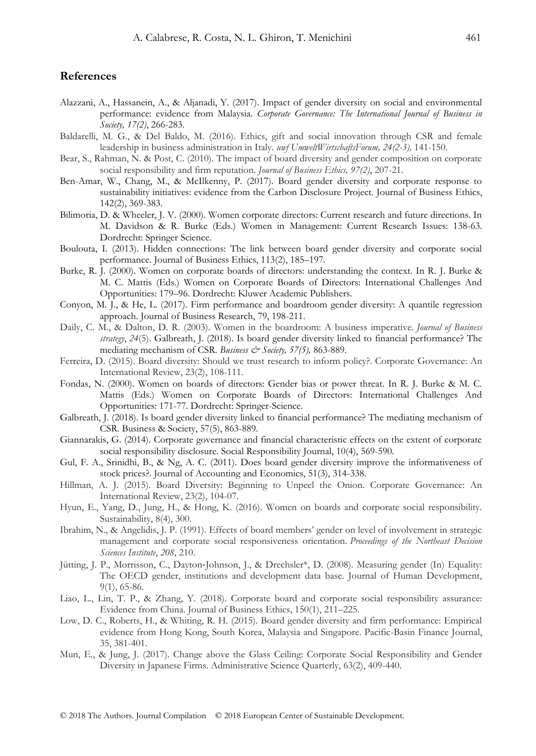## References

Alazzani, A., Hassanein, A., & Aljanadi, Y. (2017). Impact of gender diversity on social and environmental performance: evidence from Malaysia. *Corporate Governance: The International Journal of Business in Society, 17(2)*, 266-283.

Baldarelli, M. G., & Del Baldo, M. (2016). Ethics, gift and social innovation through CSR and female leadership in business administration in Italy. *uwf UmweltWirtschaftsForum, 24(2-3),* 141-150.

Bear, S., Rahman, N. & Post, C. (2010). The impact of board diversity and gender composition on corporate social responsibility and firm reputation. *Journal of Business Ethics, 97(2)*, 207-21.

Ben-Amar, W., Chang, M., & McIlkenny, P. (2017). Board gender diversity and corporate response to sustainability initiatives: evidence from the Carbon Disclosure Project. Journal of Business Ethics, 142(2), 369-383.

Bilimoria, D. & Wheeler, J. V. (2000). Women corporate directors: Current research and future directions. In M. Davidson & R. Burke (Eds.) Women in Management: Current Research Issues: 138-63. Dordrecht: Springer Science.

Boulouta, I. (2013). Hidden connections: The link between board gender diversity and corporate social performance. Journal of Business Ethics, 113(2), 185–197.

Burke, R. J. (2000). Women on corporate boards of directors: understanding the context. In R. J. Burke & M. C. Mattis (Eds.) Women on Corporate Boards of Directors: International Challenges And Opportunities: 179–96. Dordrecht: Kluwer Academic Publishers.

Conyon, M. J., & He, L. (2017). Firm performance and boardroom gender diversity: A quantile regression approach. Journal of Business Research, 79, 198-211.

Daily, C. M., & Dalton, D. R. (2003). Women in the boardroom: A business imperative. *Journal of Business strategy*, *24*(5). Galbreath, J. (2018). Is board gender diversity linked to financial performance? The mediating mechanism of CSR. *Business & Society, 57(5),* 863-889.

Ferreira, D. (2015). Board diversity: Should we trust research to inform policy?. Corporate Governance: An International Review, 23(2), 108-111.

Fondas, N. (2000). Women on boards of directors: Gender bias or power threat. In R. J. Burke & M. C. Mattis (Eds.) Women on Corporate Boards of Directors: International Challenges And Opportunities: 171-77. Dordrecht: Springer-Science.

Galbreath, J. (2018). Is board gender diversity linked to financial performance? The mediating mechanism of CSR. Business & Society, 57(5), 863-889.

Giannarakis, G. (2014). Corporate governance and financial characteristic effects on the extent of corporate social responsibility disclosure. Social Responsibility Journal, 10(4), 569-590.

Gul, F. A., Srinidhi, B., & Ng, A. C. (2011). Does board gender diversity improve the informativeness of stock prices?. Journal of Accounting and Economics, 51(3), 314-338.

Hillman, A. J. (2015). Board Diversity: Beginning to Unpeel the Onion. Corporate Governance: An International Review, 23(2), 104-07.

Hyun, E., Yang, D., Jung, H., & Hong, K. (2016). Women on boards and corporate social responsibility. Sustainability, 8(4), 300.

Ibrahim, N., & Angelidis, J. P. (1991). Effects of board members' gender on level of involvement in strategic management and corporate social responsiveness orientation. *Proceedings of the Northeast Decision Sciences Institute*, *208*, 210.

Jütting, J. P., Morrisson, C., Dayton-Johnson, J., & Drechsler*, D. (2008). Measuring gender (In) Equality: The OECD gender, institutions and development data base. Journal of Human Development, 9(1), 65-86.

Liao, L., Lin, T. P., & Zhang, Y. (2018). Corporate board and corporate social responsibility assurance: Evidence from China. Journal of Business Ethics, 150(1), 211–225.

Low, D. C., Roberts, H., & Whiting, R. H. (2015). Board gender diversity and firm performance: Empirical evidence from Hong Kong, South Korea, Malaysia and Singapore. Pacific-Basin Finance Journal, 35, 381-401.

Mun, E., & Jung, J. (2017). Change above the Glass Ceiling: Corporate Social Responsibility and Gender Diversity in Japanese Firms. Administrative Science Quarterly, 63(2), 409-440.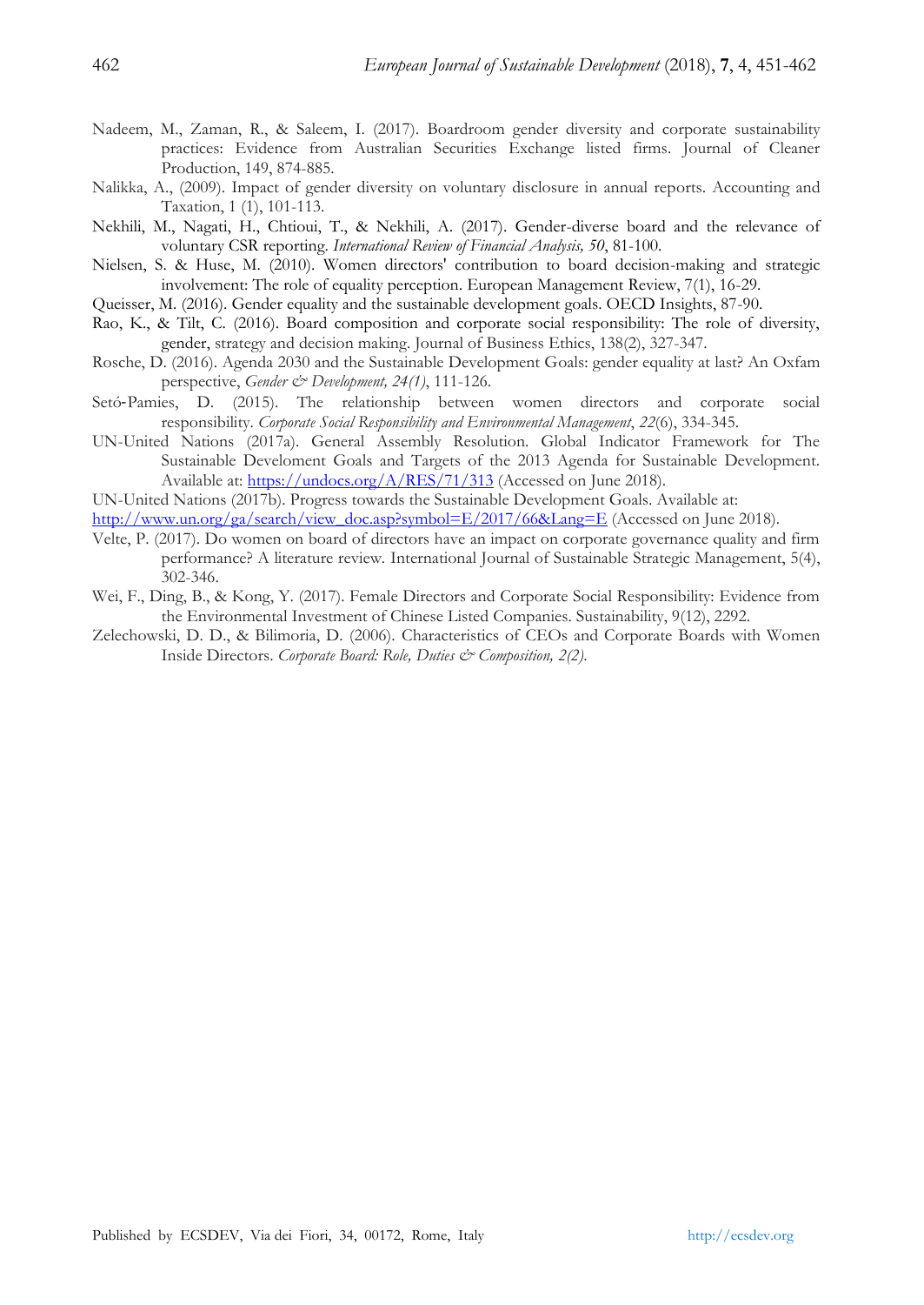Nadeem, M., Zaman, R., & Saleem, I. (2017). Boardroom gender diversity and corporate sustainability practices: Evidence from Australian Securities Exchange listed firms. Journal of Cleaner Production, 149, 874-885.

Nalikka, A., (2009). Impact of gender diversity on voluntary disclosure in annual reports. Accounting and Taxation, 1 (1), 101-113.

Nekhili, M., Nagati, H., Chtioui, T., & Nekhili, A. (2017). Gender-diverse board and the relevance of voluntary CSR reporting. *International Review of Financial Analysis, 50*, 81-100.

Nielsen, S. & Huse, M. (2010). Women directors' contribution to board decision-making and strategic involvement: The role of equality perception. European Management Review, 7(1), 16-29.

Queisser, M. (2016). Gender equality and the sustainable development goals. OECD Insights, 87-90.

Rao, K., & Tilt, C. (2016). Board composition and corporate social responsibility: The role of diversity, gender, strategy and decision making. Journal of Business Ethics, 138(2), 327-347.

Rosche, D. (2016). Agenda 2030 and the Sustainable Development Goals: gender equality at last? An Oxfam perspective, *Gender & Development, 24(1)*, 111-126.

Setó-Pamies, D. (2015). The relationship between women directors and corporate social responsibility. *Corporate Social Responsibility and Environmental Management*, *22*(6), 334-345.

UN-United Nations (2017a). General Assembly Resolution. Global Indicator Framework for The Sustainable Develoment Goals and Targets of the 2013 Agenda for Sustainable Development. Available at: https://undocs.org/A/RES/71/313 (Accessed on June 2018).

UN-United Nations (2017b). Progress towards the Sustainable Development Goals. Available at: http://www.un.org/ga/search/view_doc.asp?symbol=E/2017/66&Lang=E (Accessed on June 2018).

Velte, P. (2017). Do women on board of directors have an impact on corporate governance quality and firm performance? A literature review. International Journal of Sustainable Strategic Management, 5(4), 302-346.

Wei, F., Ding, B., & Kong, Y. (2017). Female Directors and Corporate Social Responsibility: Evidence from the Environmental Investment of Chinese Listed Companies. Sustainability, 9(12), 2292.

Zelechowski, D. D., & Bilimoria, D. (2006). Characteristics of CEOs and Corporate Boards with Women Inside Directors. *Corporate Board: Role, Duties & Composition, 2(2).*